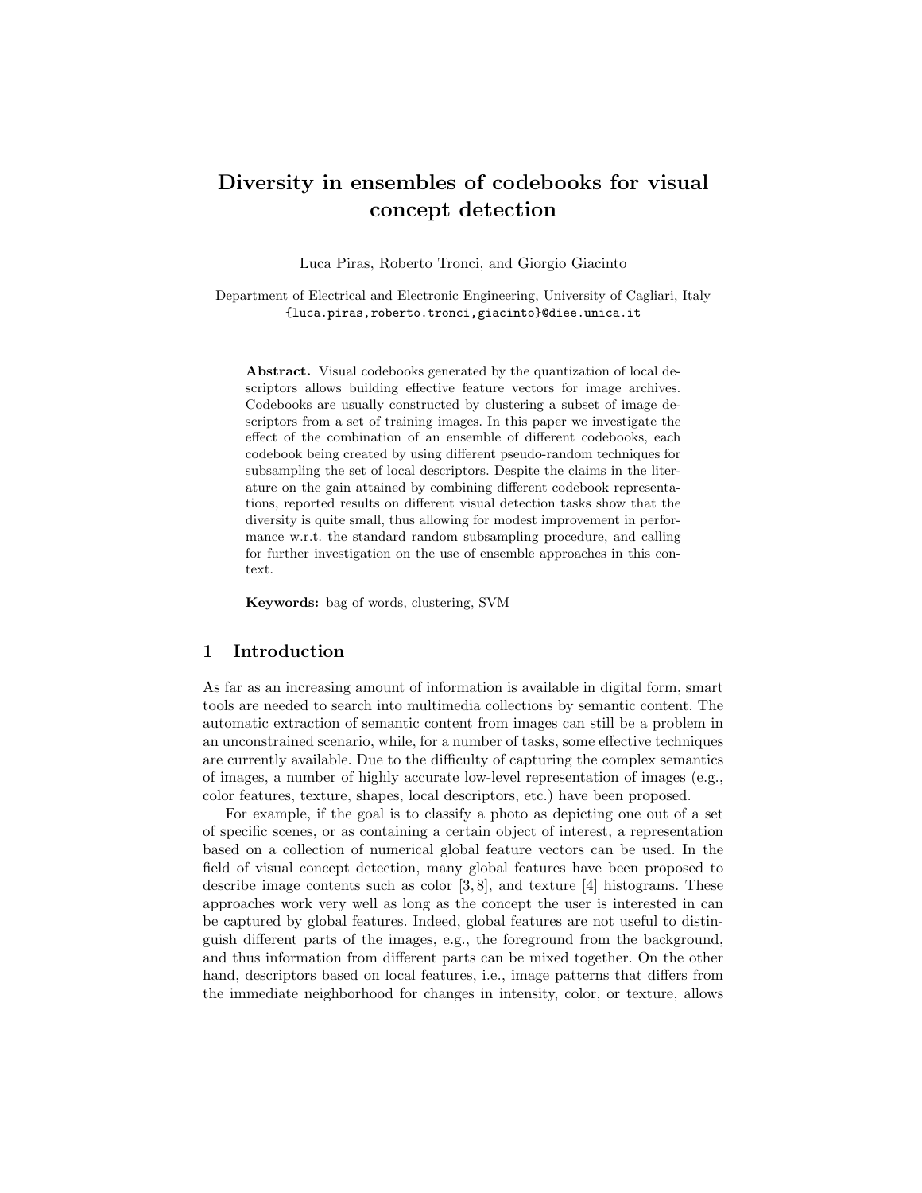# Diversity in ensembles of codebooks for visual concept detection

Luca Piras, Roberto Tronci, and Giorgio Giacinto

Department of Electrical and Electronic Engineering, University of Cagliari, Italy
{luca.piras,roberto.tronci,giacinto}@diee.unica.it

**Abstract.** Visual codebooks generated by the quantization of local descriptors allows building effective feature vectors for image archives. Codebooks are usually constructed by clustering a subset of image descriptors from a set of training images. In this paper we investigate the effect of the combination of an ensemble of different codebooks, each codebook being created by using different pseudo-random techniques for subsampling the set of local descriptors. Despite the claims in the literature on the gain attained by combining different codebook representations, reported results on different visual detection tasks show that the diversity is quite small, thus allowing for modest improvement in performance w.r.t. the standard random subsampling procedure, and calling for further investigation on the use of ensemble approaches in this context.

**Keywords:** bag of words, clustering, SVM

## 1 Introduction

As far as an increasing amount of information is available in digital form, smart tools are needed to search into multimedia collections by semantic content. The automatic extraction of semantic content from images can still be a problem in an unconstrained scenario, while, for a number of tasks, some effective techniques are currently available. Due to the difficulty of capturing the complex semantics of images, a number of highly accurate low-level representation of images (e.g., color features, texture, shapes, local descriptors, etc.) have been proposed.

For example, if the goal is to classify a photo as depicting one out of a set of specific scenes, or as containing a certain object of interest, a representation based on a collection of numerical global feature vectors can be used. In the field of visual concept detection, many global features have been proposed to describe image contents such as color [3, 8], and texture [4] histograms. These approaches work very well as long as the concept the user is interested in can be captured by global features. Indeed, global features are not useful to distinguish different parts of the images, e.g., the foreground from the background, and thus information from different parts can be mixed together. On the other hand, descriptors based on local features, i.e., image patterns that differs from the immediate neighborhood for changes in intensity, color, or texture, allows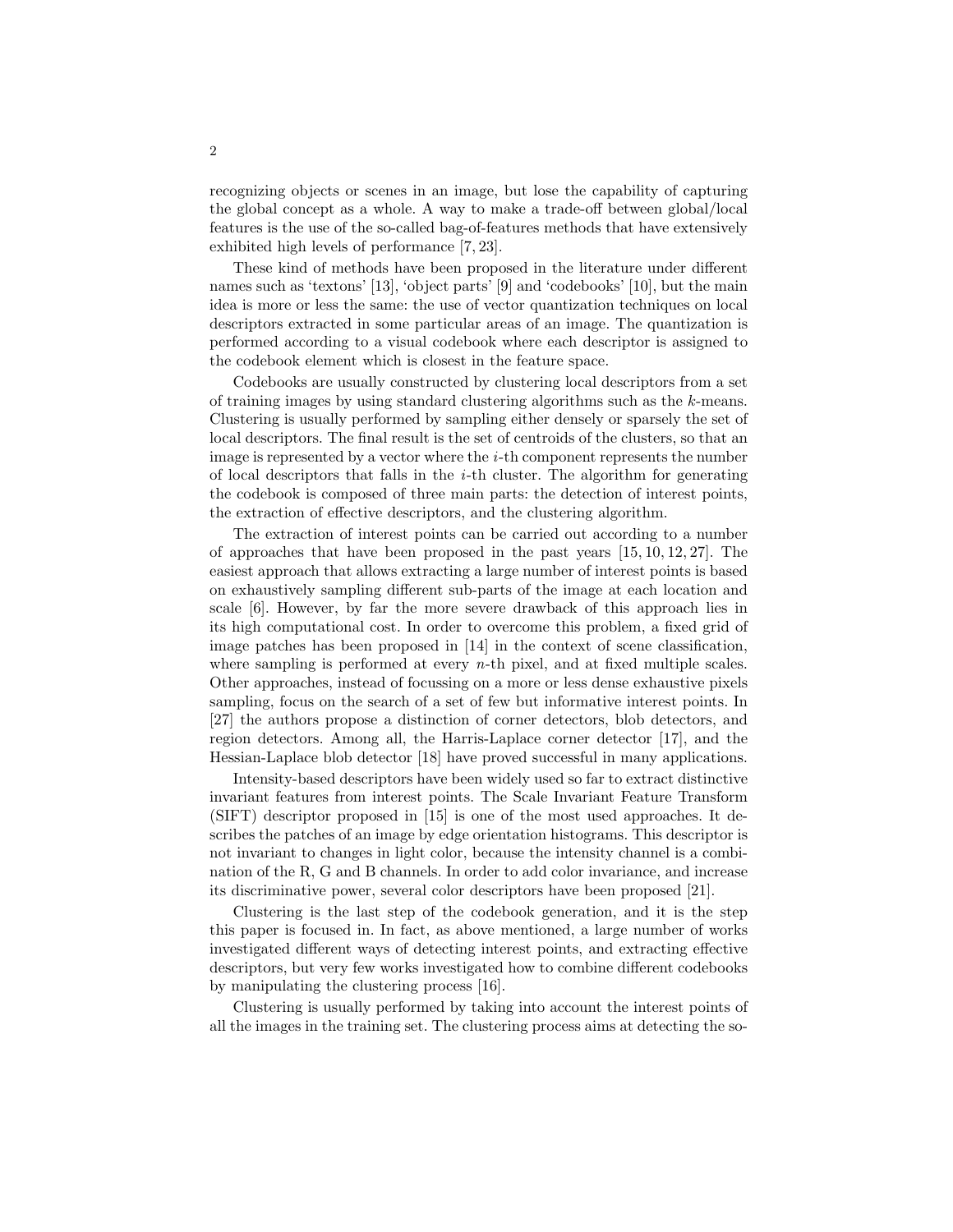recognizing objects or scenes in an image, but lose the capability of capturing the global concept as a whole. A way to make a trade-off between global/local features is the use of the so-called bag-of-features methods that have extensively exhibited high levels of performance [7, 23].

These kind of methods have been proposed in the literature under different names such as 'textons' [13], 'object parts' [9] and 'codebooks' [10], but the main idea is more or less the same: the use of vector quantization techniques on local descriptors extracted in some particular areas of an image. The quantization is performed according to a visual codebook where each descriptor is assigned to the codebook element which is closest in the feature space.

Codebooks are usually constructed by clustering local descriptors from a set of training images by using standard clustering algorithms such as the $k$-means. Clustering is usually performed by sampling either densely or sparsely the set of local descriptors. The final result is the set of centroids of the clusters, so that an image is represented by a vector where the $i$-th component represents the number of local descriptors that falls in the $i$-th cluster. The algorithm for generating the codebook is composed of three main parts: the detection of interest points, the extraction of effective descriptors, and the clustering algorithm.

The extraction of interest points can be carried out according to a number of approaches that have been proposed in the past years [15, 10, 12, 27]. The easiest approach that allows extracting a large number of interest points is based on exhaustively sampling different sub-parts of the image at each location and scale [6]. However, by far the more severe drawback of this approach lies in its high computational cost. In order to overcome this problem, a fixed grid of image patches has been proposed in [14] in the context of scene classification, where sampling is performed at every $n$-th pixel, and at fixed multiple scales. Other approaches, instead of focussing on a more or less dense exhaustive pixels sampling, focus on the search of a set of few but informative interest points. In [27] the authors propose a distinction of corner detectors, blob detectors, and region detectors. Among all, the Harris-Laplace corner detector [17], and the Hessian-Laplace blob detector [18] have proved successful in many applications.

Intensity-based descriptors have been widely used so far to extract distinctive invariant features from interest points. The Scale Invariant Feature Transform (SIFT) descriptor proposed in [15] is one of the most used approaches. It describes the patches of an image by edge orientation histograms. This descriptor is not invariant to changes in light color, because the intensity channel is a combination of the R, G and B channels. In order to add color invariance, and increase its discriminative power, several color descriptors have been proposed [21].

Clustering is the last step of the codebook generation, and it is the step this paper is focused in. In fact, as above mentioned, a large number of works investigated different ways of detecting interest points, and extracting effective descriptors, but very few works investigated how to combine different codebooks by manipulating the clustering process [16].

Clustering is usually performed by taking into account the interest points of all the images in the training set. The clustering process aims at detecting the so-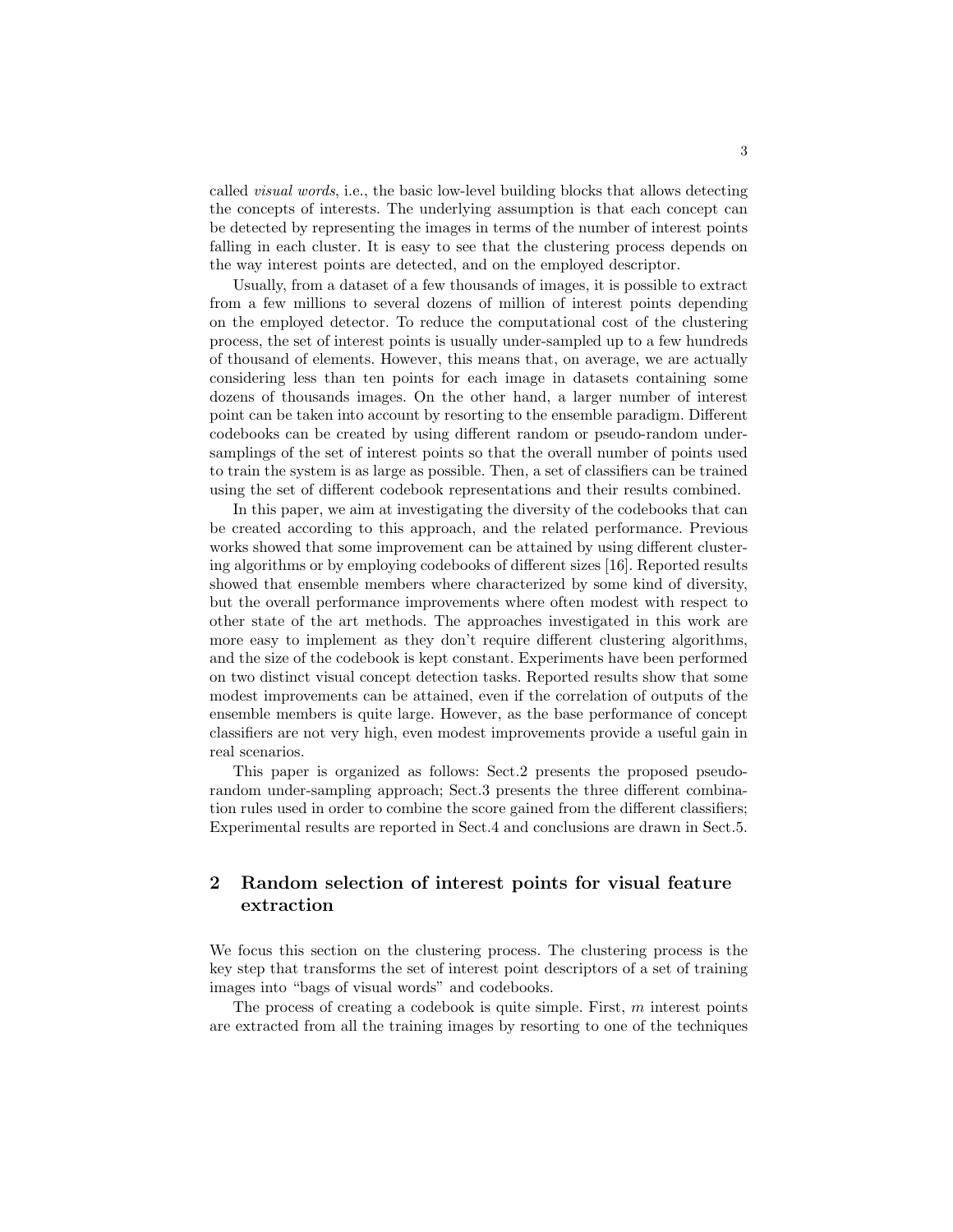called *visual words*, i.e., the basic low-level building blocks that allows detecting the concepts of interests. The underlying assumption is that each concept can be detected by representing the images in terms of the number of interest points falling in each cluster. It is easy to see that the clustering process depends on the way interest points are detected, and on the employed descriptor.

Usually, from a dataset of a few thousands of images, it is possible to extract from a few millions to several dozens of million of interest points depending on the employed detector. To reduce the computational cost of the clustering process, the set of interest points is usually under-sampled up to a few hundreds of thousand of elements. However, this means that, on average, we are actually considering less than ten points for each image in datasets containing some dozens of thousands images. On the other hand, a larger number of interest point can be taken into account by resorting to the ensemble paradigm. Different codebooks can be created by using different random or pseudo-random under-samplings of the set of interest points so that the overall number of points used to train the system is as large as possible. Then, a set of classifiers can be trained using the set of different codebook representations and their results combined.

In this paper, we aim at investigating the diversity of the codebooks that can be created according to this approach, and the related performance. Previous works showed that some improvement can be attained by using different clustering algorithms or by employing codebooks of different sizes [16]. Reported results showed that ensemble members where characterized by some kind of diversity, but the overall performance improvements where often modest with respect to other state of the art methods. The approaches investigated in this work are more easy to implement as they don't require different clustering algorithms, and the size of the codebook is kept constant. Experiments have been performed on two distinct visual concept detection tasks. Reported results show that some modest improvements can be attained, even if the correlation of outputs of the ensemble members is quite large. However, as the base performance of concept classifiers are not very high, even modest improvements provide a useful gain in real scenarios.

This paper is organized as follows: Sect.2 presents the proposed pseudo-random under-sampling approach; Sect.3 presents the three different combination rules used in order to combine the score gained from the different classifiers; Experimental results are reported in Sect.4 and conclusions are drawn in Sect.5.

## 2 Random selection of interest points for visual feature extraction

We focus this section on the clustering process. The clustering process is the key step that transforms the set of interest point descriptors of a set of training images into "bags of visual words" and codebooks.

The process of creating a codebook is quite simple. First, $m$ interest points are extracted from all the training images by resorting to one of the techniques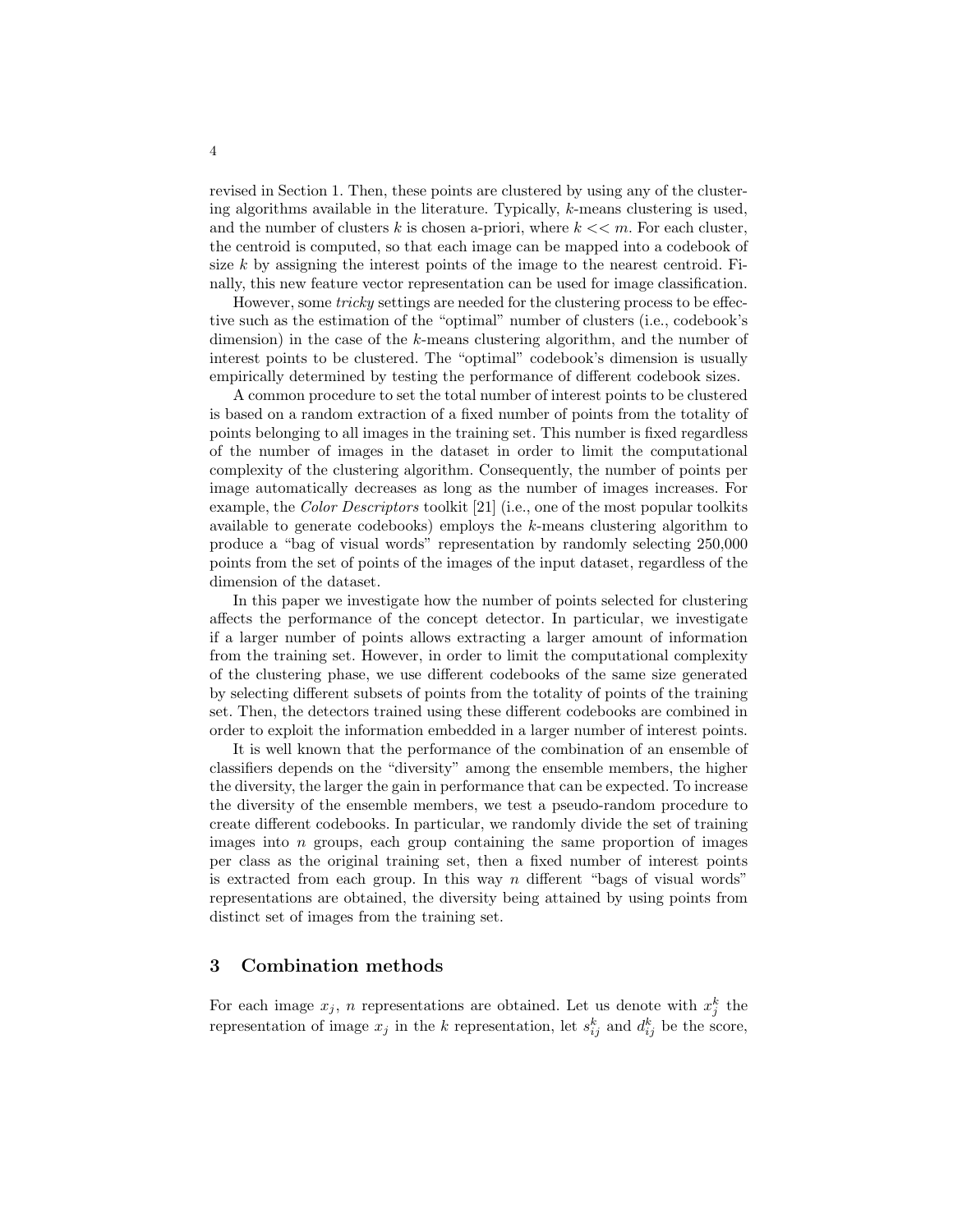revised in Section 1. Then, these points are clustered by using any of the clustering algorithms available in the literature. Typically, $k$-means clustering is used, and the number of clusters $k$ is chosen a-priori, where $k << m$. For each cluster, the centroid is computed, so that each image can be mapped into a codebook of size $k$ by assigning the interest points of the image to the nearest centroid. Finally, this new feature vector representation can be used for image classification.

However, some *tricky* settings are needed for the clustering process to be effective such as the estimation of the "optimal" number of clusters (i.e., codebook's dimension) in the case of the $k$-means clustering algorithm, and the number of interest points to be clustered. The "optimal" codebook's dimension is usually empirically determined by testing the performance of different codebook sizes.

A common procedure to set the total number of interest points to be clustered is based on a random extraction of a fixed number of points from the totality of points belonging to all images in the training set. This number is fixed regardless of the number of images in the dataset in order to limit the computational complexity of the clustering algorithm. Consequently, the number of points per image automatically decreases as long as the number of images increases. For example, the *Color Descriptors* toolkit [21] (i.e., one of the most popular toolkits available to generate codebooks) employs the $k$-means clustering algorithm to produce a "bag of visual words" representation by randomly selecting 250,000 points from the set of points of the images of the input dataset, regardless of the dimension of the dataset.

In this paper we investigate how the number of points selected for clustering affects the performance of the concept detector. In particular, we investigate if a larger number of points allows extracting a larger amount of information from the training set. However, in order to limit the computational complexity of the clustering phase, we use different codebooks of the same size generated by selecting different subsets of points from the totality of points of the training set. Then, the detectors trained using these different codebooks are combined in order to exploit the information embedded in a larger number of interest points.

It is well known that the performance of the combination of an ensemble of classifiers depends on the "diversity" among the ensemble members, the higher the diversity, the larger the gain in performance that can be expected. To increase the diversity of the ensemble members, we test a pseudo-random procedure to create different codebooks. In particular, we randomly divide the set of training images into $n$ groups, each group containing the same proportion of images per class as the original training set, then a fixed number of interest points is extracted from each group. In this way $n$ different "bags of visual words" representations are obtained, the diversity being attained by using points from distinct set of images from the training set.

## 3 Combination methods

For each image $x_j$, $n$ representations are obtained. Let us denote with $x_j^k$ the representation of image $x_j$ in the $k$ representation, let $s_{ij}^k$ and $d_{ij}^k$ be the score,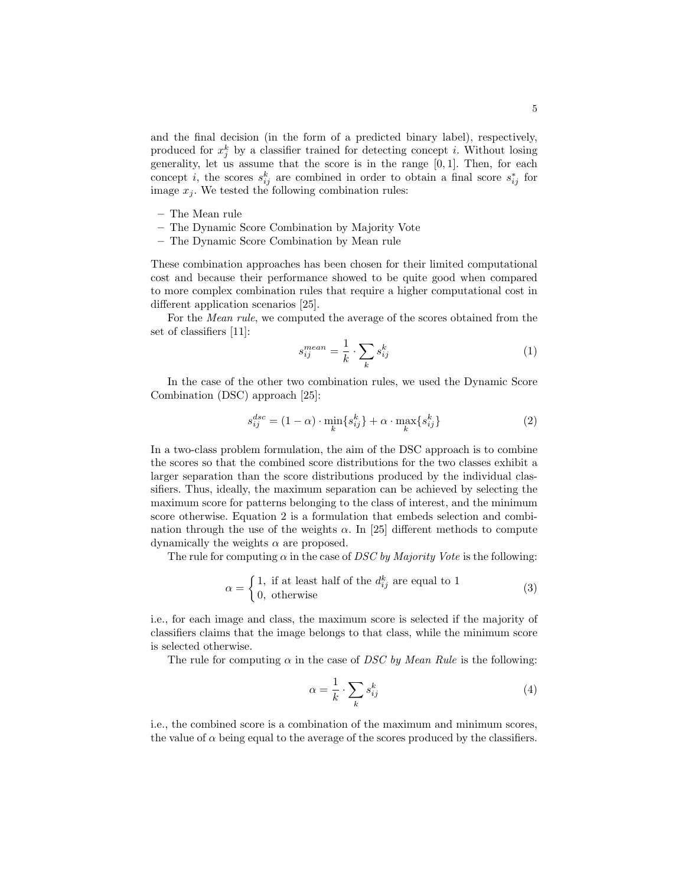and the final decision (in the form of a predicted binary label), respectively, produced for $x_j^k$ by a classifier trained for detecting concept $i$. Without losing generality, let us assume that the score is in the range $[0, 1]$. Then, for each concept $i$, the scores $s_{ij}^k$ are combined in order to obtain a final score $s_{ij}^*$ for image $x_j$. We tested the following combination rules:

- The Mean rule
- The Dynamic Score Combination by Majority Vote
- The Dynamic Score Combination by Mean rule

These combination approaches has been chosen for their limited computational cost and because their performance showed to be quite good when compared to more complex combination rules that require a higher computational cost in different application scenarios [25].

For the *Mean rule*, we computed the average of the scores obtained from the set of classifiers [11]:

$$s_{ij}^{mean} = \frac{1}{k} \cdot \sum_k s_{ij}^k \tag{1}$$

In the case of the other two combination rules, we used the Dynamic Score Combination (DSC) approach [25]:

$$s_{ij}^{dsc} = (1 - \alpha) \cdot \min_k \{s_{ij}^k\} + \alpha \cdot \max_k \{s_{ij}^k\} \tag{2}$$

In a two-class problem formulation, the aim of the DSC approach is to combine the scores so that the combined score distributions for the two classes exhibit a larger separation than the score distributions produced by the individual classifiers. Thus, ideally, the maximum separation can be achieved by selecting the maximum score for patterns belonging to the class of interest, and the minimum score otherwise. Equation 2 is a formulation that embeds selection and combination through the use of the weights $\alpha$. In [25] different methods to compute dynamically the weights $\alpha$ are proposed.

The rule for computing $\alpha$ in the case of *DSC by Majority Vote* is the following:

$$\alpha = \begin{cases} 1, & \text{if at least half of the } d_{ij}^k \text{ are equal to 1} \\ 0, & \text{otherwise} \end{cases} \tag{3}$$

i.e., for each image and class, the maximum score is selected if the majority of classifiers claims that the image belongs to that class, while the minimum score is selected otherwise.

The rule for computing $\alpha$ in the case of *DSC by Mean Rule* is the following:

$$\alpha = \frac{1}{k} \cdot \sum_k s_{ij}^k \tag{4}$$

i.e., the combined score is a combination of the maximum and minimum scores, the value of $\alpha$ being equal to the average of the scores produced by the classifiers.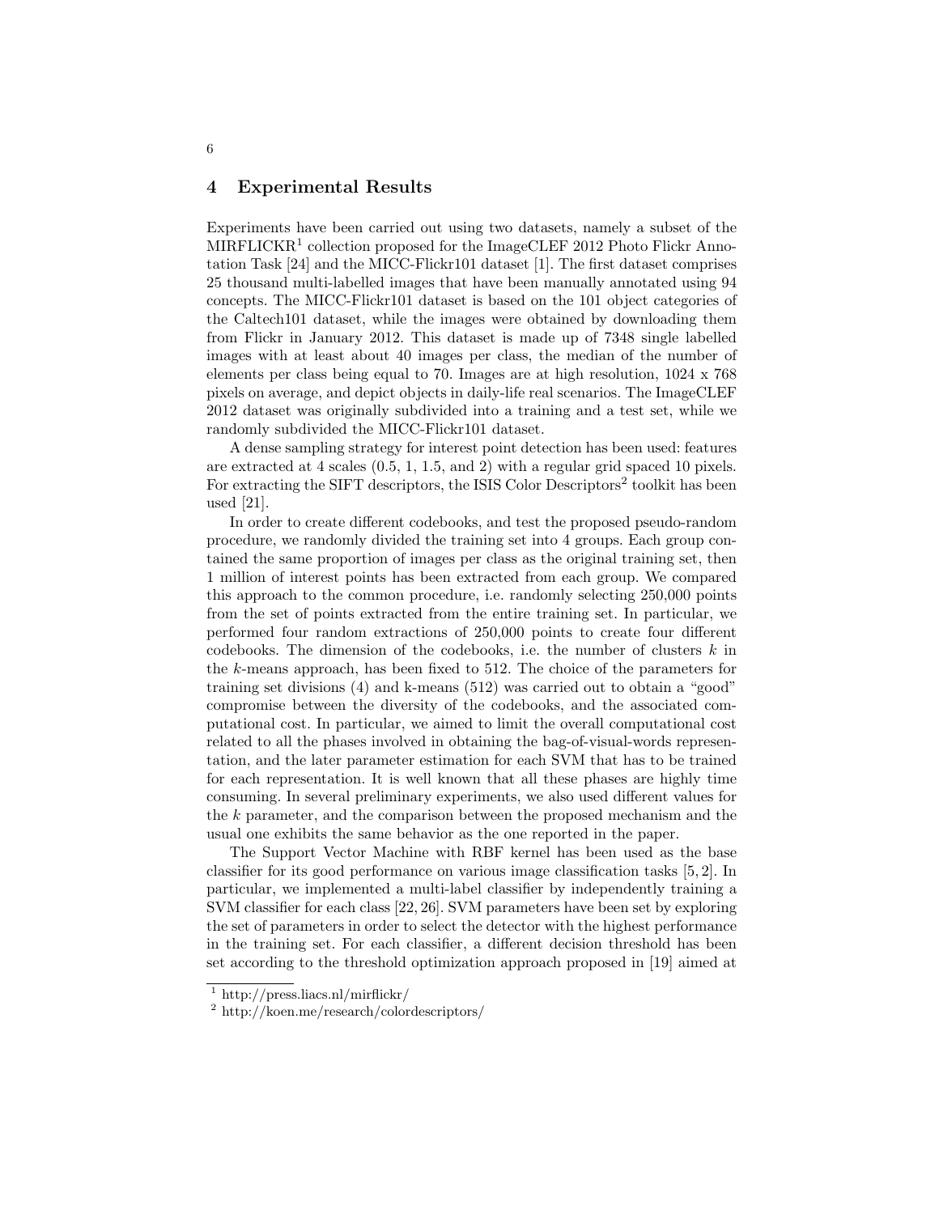## 4 Experimental Results

Experiments have been carried out using two datasets, namely a subset of the MIRFLICKR[1] collection proposed for the ImageCLEF 2012 Photo Flickr Annotation Task [24] and the MICC-Flickr101 dataset [1]. The first dataset comprises 25 thousand multi-labelled images that have been manually annotated using 94 concepts. The MICC-Flickr101 dataset is based on the 101 object categories of the Caltech101 dataset, while the images were obtained by downloading them from Flickr in January 2012. This dataset is made up of 7348 single labelled images with at least about 40 images per class, the median of the number of elements per class being equal to 70. Images are at high resolution, 1024 x 768 pixels on average, and depict objects in daily-life real scenarios. The ImageCLEF 2012 dataset was originally subdivided into a training and a test set, while we randomly subdivided the MICC-Flickr101 dataset.

A dense sampling strategy for interest point detection has been used: features are extracted at 4 scales (0.5, 1, 1.5, and 2) with a regular grid spaced 10 pixels. For extracting the SIFT descriptors, the ISIS Color Descriptors[2] toolkit has been used [21].

In order to create different codebooks, and test the proposed pseudo-random procedure, we randomly divided the training set into 4 groups. Each group contained the same proportion of images per class as the original training set, then 1 million of interest points has been extracted from each group. We compared this approach to the common procedure, i.e. randomly selecting 250,000 points from the set of points extracted from the entire training set. In particular, we performed four random extractions of 250,000 points to create four different codebooks. The dimension of the codebooks, i.e. the number of clusters $k$ in the $k$-means approach, has been fixed to 512. The choice of the parameters for training set divisions (4) and k-means (512) was carried out to obtain a "good" compromise between the diversity of the codebooks, and the associated computational cost. In particular, we aimed to limit the overall computational cost related to all the phases involved in obtaining the bag-of-visual-words representation, and the later parameter estimation for each SVM that has to be trained for each representation. It is well known that all these phases are highly time consuming. In several preliminary experiments, we also used different values for the $k$ parameter, and the comparison between the proposed mechanism and the usual one exhibits the same behavior as the one reported in the paper.

The Support Vector Machine with RBF kernel has been used as the base classifier for its good performance on various image classification tasks [5, 2]. In particular, we implemented a multi-label classifier by independently training a SVM classifier for each class [22, 26]. SVM parameters have been set by exploring the set of parameters in order to select the detector with the highest performance in the training set. For each classifier, a different decision threshold has been set according to the threshold optimization approach proposed in [19] aimed at

[1] http://press.liacs.nl/mirflickr/

[2] http://koen.me/research/colordescriptors/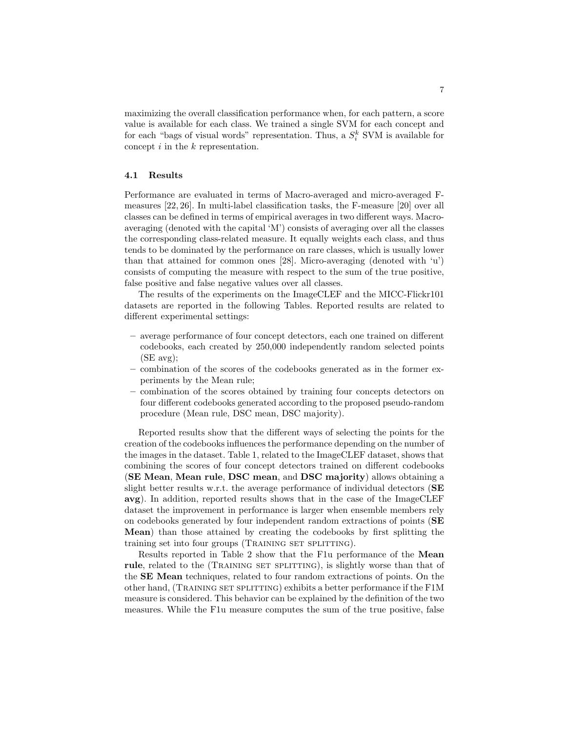maximizing the overall classification performance when, for each pattern, a score value is available for each class. We trained a single SVM for each concept and for each "bags of visual words" representation. Thus, a $S_i^k$ SVM is available for concept $i$ in the $k$ representation.

### 4.1 Results

Performance are evaluated in terms of Macro-averaged and micro-averaged F-measures [22, 26]. In multi-label classification tasks, the F-measure [20] over all classes can be defined in terms of empirical averages in two different ways. Macro-averaging (denoted with the capital 'M') consists of averaging over all the classes the corresponding class-related measure. It equally weights each class, and thus tends to be dominated by the performance on rare classes, which is usually lower than that attained for common ones [28]. Micro-averaging (denoted with 'u') consists of computing the measure with respect to the sum of the true positive, false positive and false negative values over all classes.

The results of the experiments on the ImageCLEF and the MICC-Flickr101 datasets are reported in the following Tables. Reported results are related to different experimental settings:

- average performance of four concept detectors, each one trained on different codebooks, each created by 250,000 independently random selected points (SE avg);
- combination of the scores of the codebooks generated as in the former experiments by the Mean rule;
- combination of the scores obtained by training four concepts detectors on four different codebooks generated according to the proposed pseudo-random procedure (Mean rule, DSC mean, DSC majority).

Reported results show that the different ways of selecting the points for the creation of the codebooks influences the performance depending on the number of the images in the dataset. Table 1, related to the ImageCLEF dataset, shows that combining the scores of four concept detectors trained on different codebooks (**SE Mean**, **Mean rule**, **DSC mean**, and **DSC majority**) allows obtaining a slight better results w.r.t. the average performance of individual detectors (**SE avg**). In addition, reported results shows that in the case of the ImageCLEF dataset the improvement in performance is larger when ensemble members rely on codebooks generated by four independent random extractions of points (**SE Mean**) than those attained by creating the codebooks by first splitting the training set into four groups (TRAINING SET SPLITTING).

Results reported in Table 2 show that the F1u performance of the **Mean rule**, related to the (TRAINING SET SPLITTING), is slightly worse than that of the **SE Mean** techniques, related to four random extractions of points. On the other hand, (TRAINING SET SPLITTING) exhibits a better performance if the F1M measure is considered. This behavior can be explained by the definition of the two measures. While the F1u measure computes the sum of the true positive, false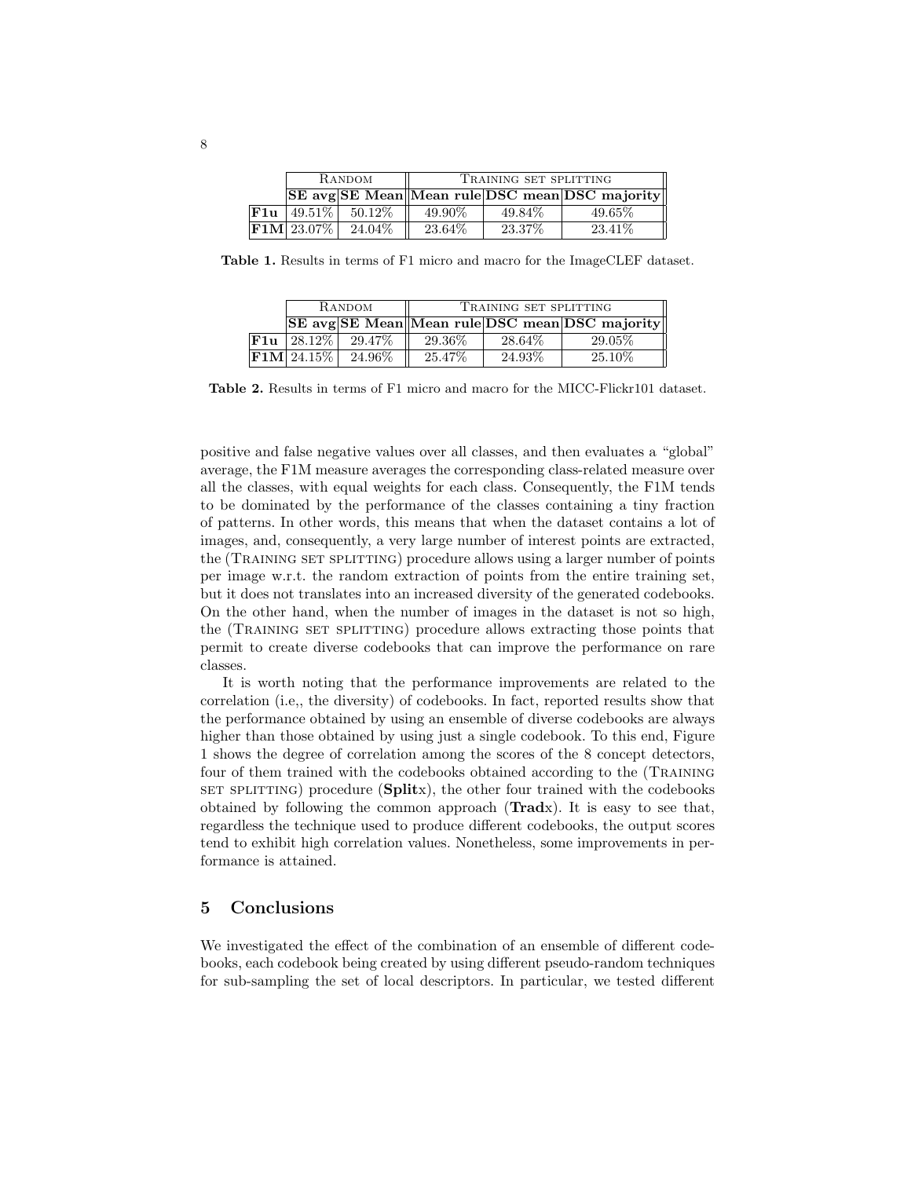| | Random | | Training set splitting | | |
|---|---|---|---|---|---|
| | **SE avg** | **SE Mean** | **Mean rule** | **DSC mean** | **DSC majority** |
| **F1u** | 49.51% | 50.12% | 49.90% | 49.84% | 49.65% |
| **F1M** | 23.07% | 24.04% | 23.64% | 23.37% | 23.41% |

**Table 1.** Results in terms of F1 micro and macro for the ImageCLEF dataset.

| | Random | | Training set splitting | | |
|---|---|---|---|---|---|
| | **SE avg** | **SE Mean** | **Mean rule** | **DSC mean** | **DSC majority** |
| **F1u** | 28.12% | 29.47% | 29.36% | 28.64% | 29.05% |
| **F1M** | 24.15% | 24.96% | 25.47% | 24.93% | 25.10% |

**Table 2.** Results in terms of F1 micro and macro for the MICC-Flickr101 dataset.

positive and false negative values over all classes, and then evaluates a "global" average, the F1M measure averages the corresponding class-related measure over all the classes, with equal weights for each class. Consequently, the F1M tends to be dominated by the performance of the classes containing a tiny fraction of patterns. In other words, this means that when the dataset contains a lot of images, and, consequently, a very large number of interest points are extracted, the (Training set splitting) procedure allows using a larger number of points per image w.r.t. the random extraction of points from the entire training set, but it does not translates into an increased diversity of the generated codebooks. On the other hand, when the number of images in the dataset is not so high, the (Training set splitting) procedure allows extracting those points that permit to create diverse codebooks that can improve the performance on rare classes.

It is worth noting that the performance improvements are related to the correlation (i.e,, the diversity) of codebooks. In fact, reported results show that the performance obtained by using an ensemble of diverse codebooks are always higher than those obtained by using just a single codebook. To this end, Figure 1 shows the degree of correlation among the scores of the 8 concept detectors, four of them trained with the codebooks obtained according to the (Training set splitting) procedure (**Split**x), the other four trained with the codebooks obtained by following the common approach (**Trad**x). It is easy to see that, regardless the technique used to produce different codebooks, the output scores tend to exhibit high correlation values. Nonetheless, some improvements in performance is attained.

## 5 Conclusions

We investigated the effect of the combination of an ensemble of different codebooks, each codebook being created by using different pseudo-random techniques for sub-sampling the set of local descriptors. In particular, we tested different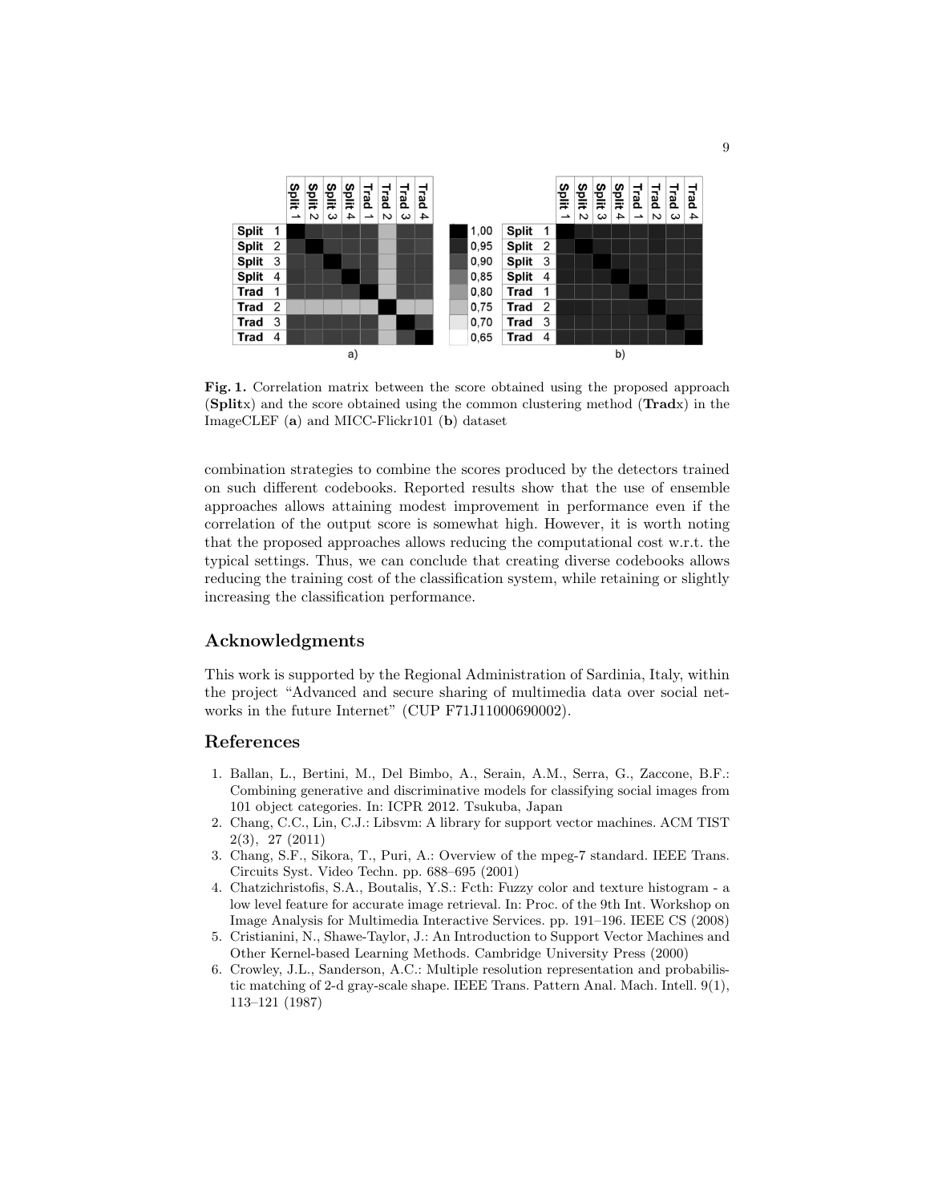**Fig. 1.** Correlation matrix between the score obtained using the proposed approach (**Split**x) and the score obtained using the common clustering method (**Trad**x) in the ImageCLEF (**a**) and MICC-Flickr101 (**b**) dataset

combination strategies to combine the scores produced by the detectors trained on such different codebooks. Reported results show that the use of ensemble approaches allows attaining modest improvement in performance even if the correlation of the output score is somewhat high. However, it is worth noting that the proposed approaches allows reducing the computational cost w.r.t. the typical settings. Thus, we can conclude that creating diverse codebooks allows reducing the training cost of the classification system, while retaining or slightly increasing the classification performance.

## Acknowledgments

This work is supported by the Regional Administration of Sardinia, Italy, within the project "Advanced and secure sharing of multimedia data over social networks in the future Internet" (CUP F71J11000690002).

## References

1. Ballan, L., Bertini, M., Del Bimbo, A., Serain, A.M., Serra, G., Zaccone, B.F.: Combining generative and discriminative models for classifying social images from 101 object categories. In: ICPR 2012. Tsukuba, Japan
2. Chang, C.C., Lin, C.J.: Libsvm: A library for support vector machines. ACM TIST 2(3), 27 (2011)
3. Chang, S.F., Sikora, T., Puri, A.: Overview of the mpeg-7 standard. IEEE Trans. Circuits Syst. Video Techn. pp. 688–695 (2001)
4. Chatzichristofis, S.A., Boutalis, Y.S.: Fcth: Fuzzy color and texture histogram - a low level feature for accurate image retrieval. In: Proc. of the 9th Int. Workshop on Image Analysis for Multimedia Interactive Services. pp. 191–196. IEEE CS (2008)
5. Cristianini, N., Shawe-Taylor, J.: An Introduction to Support Vector Machines and Other Kernel-based Learning Methods. Cambridge University Press (2000)
6. Crowley, J.L., Sanderson, A.C.: Multiple resolution representation and probabilistic matching of 2-d gray-scale shape. IEEE Trans. Pattern Anal. Mach. Intell. 9(1), 113–121 (1987)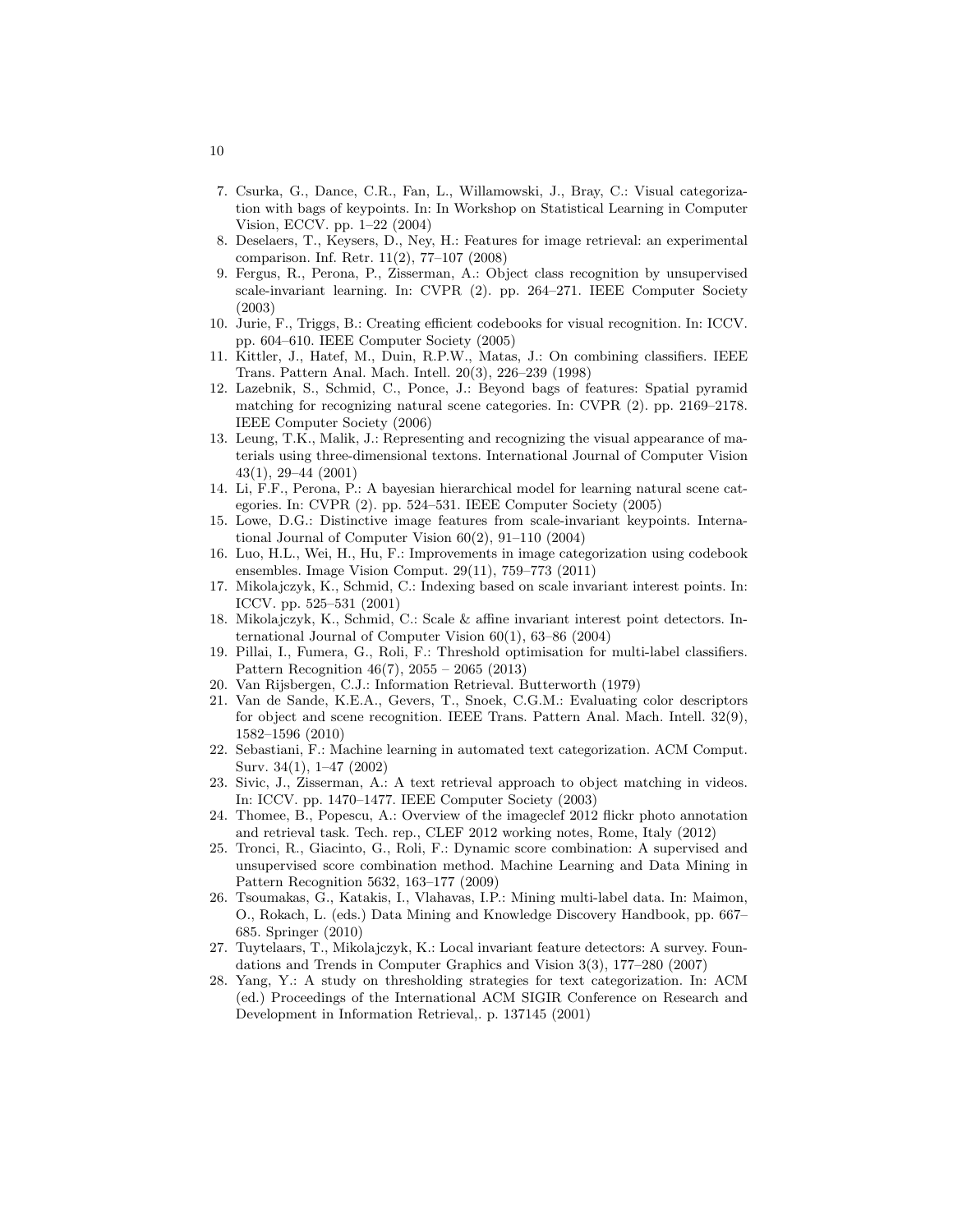7. Csurka, G., Dance, C.R., Fan, L., Willamowski, J., Bray, C.: Visual categorization with bags of keypoints. In: In Workshop on Statistical Learning in Computer Vision, ECCV. pp. 1–22 (2004)
8. Deselaers, T., Keysers, D., Ney, H.: Features for image retrieval: an experimental comparison. Inf. Retr. 11(2), 77–107 (2008)
9. Fergus, R., Perona, P., Zisserman, A.: Object class recognition by unsupervised scale-invariant learning. In: CVPR (2). pp. 264–271. IEEE Computer Society (2003)
10. Jurie, F., Triggs, B.: Creating efficient codebooks for visual recognition. In: ICCV. pp. 604–610. IEEE Computer Society (2005)
11. Kittler, J., Hatef, M., Duin, R.P.W., Matas, J.: On combining classifiers. IEEE Trans. Pattern Anal. Mach. Intell. 20(3), 226–239 (1998)
12. Lazebnik, S., Schmid, C., Ponce, J.: Beyond bags of features: Spatial pyramid matching for recognizing natural scene categories. In: CVPR (2). pp. 2169–2178. IEEE Computer Society (2006)
13. Leung, T.K., Malik, J.: Representing and recognizing the visual appearance of materials using three-dimensional textons. International Journal of Computer Vision 43(1), 29–44 (2001)
14. Li, F.F., Perona, P.: A bayesian hierarchical model for learning natural scene categories. In: CVPR (2). pp. 524–531. IEEE Computer Society (2005)
15. Lowe, D.G.: Distinctive image features from scale-invariant keypoints. International Journal of Computer Vision 60(2), 91–110 (2004)
16. Luo, H.L., Wei, H., Hu, F.: Improvements in image categorization using codebook ensembles. Image Vision Comput. 29(11), 759–773 (2011)
17. Mikolajczyk, K., Schmid, C.: Indexing based on scale invariant interest points. In: ICCV. pp. 525–531 (2001)
18. Mikolajczyk, K., Schmid, C.: Scale & affine invariant interest point detectors. International Journal of Computer Vision 60(1), 63–86 (2004)
19. Pillai, I., Fumera, G., Roli, F.: Threshold optimisation for multi-label classifiers. Pattern Recognition 46(7), 2055 – 2065 (2013)
20. Van Rijsbergen, C.J.: Information Retrieval. Butterworth (1979)
21. Van de Sande, K.E.A., Gevers, T., Snoek, C.G.M.: Evaluating color descriptors for object and scene recognition. IEEE Trans. Pattern Anal. Mach. Intell. 32(9), 1582–1596 (2010)
22. Sebastiani, F.: Machine learning in automated text categorization. ACM Comput. Surv. 34(1), 1–47 (2002)
23. Sivic, J., Zisserman, A.: A text retrieval approach to object matching in videos. In: ICCV. pp. 1470–1477. IEEE Computer Society (2003)
24. Thomee, B., Popescu, A.: Overview of the imageclef 2012 flickr photo annotation and retrieval task. Tech. rep., CLEF 2012 working notes, Rome, Italy (2012)
25. Tronci, R., Giacinto, G., Roli, F.: Dynamic score combination: A supervised and unsupervised score combination method. Machine Learning and Data Mining in Pattern Recognition 5632, 163–177 (2009)
26. Tsoumakas, G., Katakis, I., Vlahavas, I.P.: Mining multi-label data. In: Maimon, O., Rokach, L. (eds.) Data Mining and Knowledge Discovery Handbook, pp. 667–685. Springer (2010)
27. Tuytelaars, T., Mikolajczyk, K.: Local invariant feature detectors: A survey. Foundations and Trends in Computer Graphics and Vision 3(3), 177–280 (2007)
28. Yang, Y.: A study on thresholding strategies for text categorization. In: ACM (ed.) Proceedings of the International ACM SIGIR Conference on Research and Development in Information Retrieval,. p. 137145 (2001)